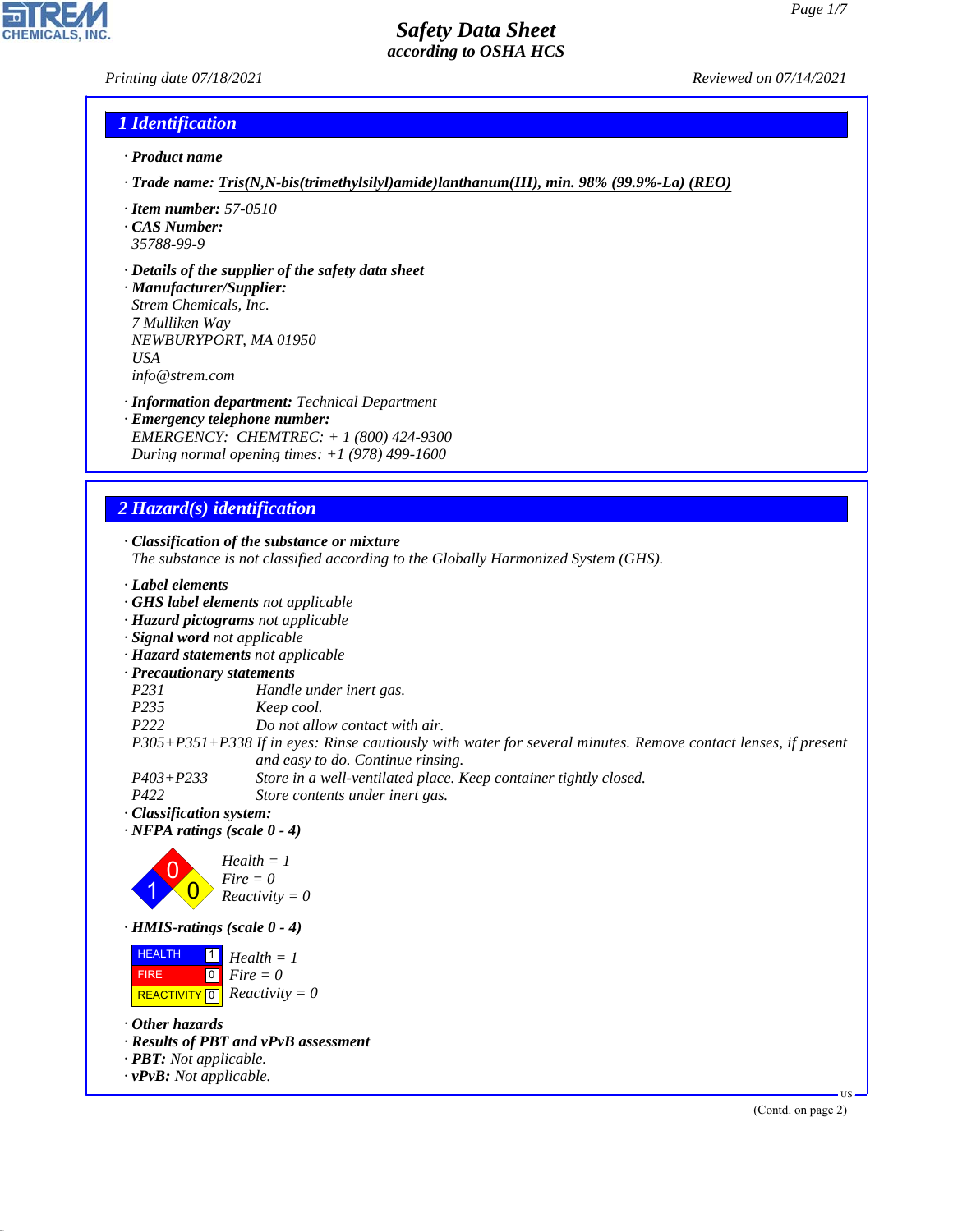# Safety Data Sheet
## according to OSHA HCS

Printing date 07/18/2021 Reviewed on 07/14/2021

## 1 Identification

· **Product name**

· **Trade name: Tris(N,N-bis(trimethylsilyl)amide)lanthanum(III), min. 98% (99.9%-La) (REO)**

· **Item number:** 57-0510
· **CAS Number:**
35788-99-9

· **Details of the supplier of the safety data sheet**
· **Manufacturer/Supplier:**
Strem Chemicals, Inc.
7 Mulliken Way
NEWBURYPORT, MA 01950
USA
info@strem.com

· **Information department:** Technical Department
· **Emergency telephone number:**
EMERGENCY: CHEMTREC: + 1 (800) 424-9300
During normal opening times: +1 (978) 499-1600

## 2 Hazard(s) identification

· **Classification of the substance or mixture**
The substance is not classified according to the Globally Harmonized System (GHS).

· **Label elements**
· **GHS label elements** not applicable
· **Hazard pictograms** not applicable
· **Signal word** not applicable
· **Hazard statements** not applicable
· **Precautionary statements**

P231 Handle under inert gas.
P235 Keep cool.
P222 Do not allow contact with air.
P305+P351+P338 If in eyes: Rinse cautiously with water for several minutes. Remove contact lenses, if present and easy to do. Continue rinsing.
P403+P233 Store in a well-ventilated place. Keep container tightly closed.
P422 Store contents under inert gas.

· **Classification system:**
· **NFPA ratings (scale 0 - 4)**

Health = 1
Fire = 0
Reactivity = 0

· **HMIS-ratings (scale 0 - 4)**

| | | |
|---|---|---|
| HEALTH | 1 | Health = 1 |
| FIRE | 0 | Fire = 0 |
| REACTIVITY | 0 | Reactivity = 0 |

· **Other hazards**
· **Results of PBT and vPvB assessment**
· **PBT:** Not applicable.
· **vPvB:** Not applicable.

(Contd. on page 2)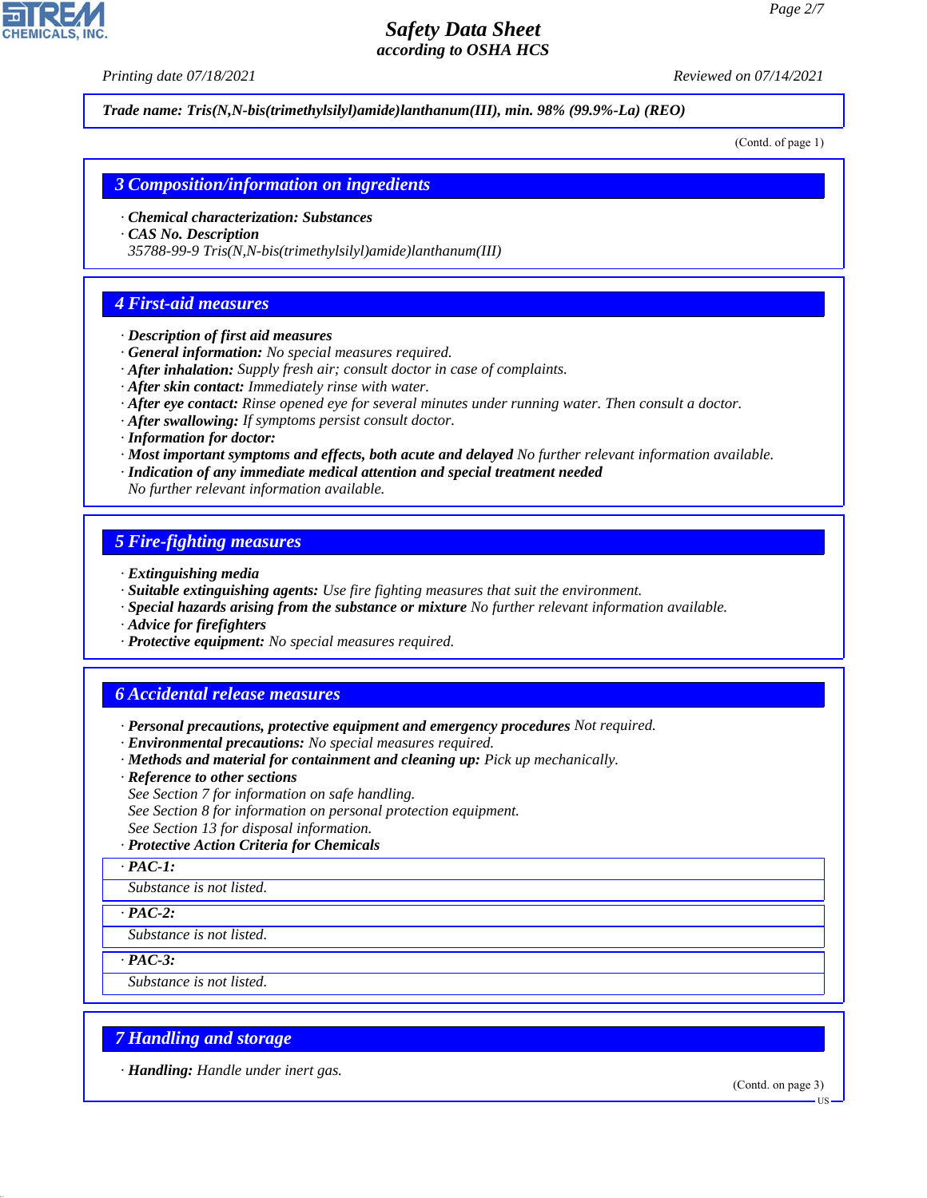Trade name: Tris(N,N-bis(trimethylsilyl)amide)lanthanum(III), min. 98% (99.9%-La) (REO)

(Contd. of page 1)

## 3 Composition/information on ingredients

· **Chemical characterization: Substances**
· **CAS No. Description**
35788-99-9 Tris(N,N-bis(trimethylsilyl)amide)lanthanum(III)

## 4 First-aid measures

· **Description of first aid measures**
· **General information:** No special measures required.
· **After inhalation:** Supply fresh air; consult doctor in case of complaints.
· **After skin contact:** Immediately rinse with water.
· **After eye contact:** Rinse opened eye for several minutes under running water. Then consult a doctor.
· **After swallowing:** If symptoms persist consult doctor.
· **Information for doctor:**
· **Most important symptoms and effects, both acute and delayed** No further relevant information available.
· **Indication of any immediate medical attention and special treatment needed**
No further relevant information available.

## 5 Fire-fighting measures

· **Extinguishing media**
· **Suitable extinguishing agents:** Use fire fighting measures that suit the environment.
· **Special hazards arising from the substance or mixture** No further relevant information available.
· **Advice for firefighters**
· **Protective equipment:** No special measures required.

## 6 Accidental release measures

· **Personal precautions, protective equipment and emergency procedures** Not required.
· **Environmental precautions:** No special measures required.
· **Methods and material for containment and cleaning up:** Pick up mechanically.
· **Reference to other sections**
See Section 7 for information on safe handling.
See Section 8 for information on personal protection equipment.
See Section 13 for disposal information.
· **Protective Action Criteria for Chemicals**

· **PAC-1:**
Substance is not listed.

· **PAC-2:**
Substance is not listed.

· **PAC-3:**
Substance is not listed.

## 7 Handling and storage

· **Handling:** Handle under inert gas.

(Contd. on page 3)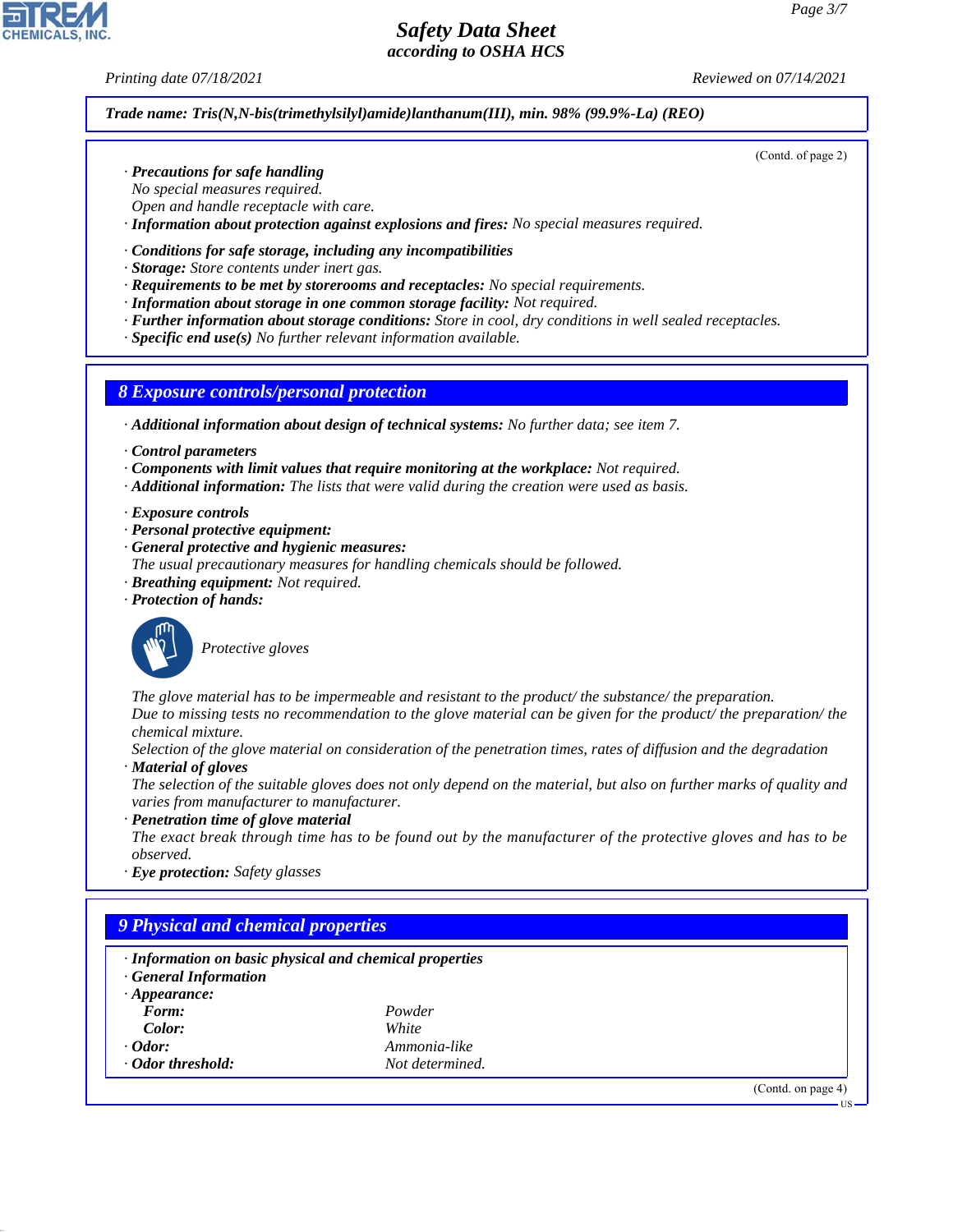**Trade name: Tris(N,N-bis(trimethylsilyl)amide)lanthanum(III), min. 98% (99.9%-La) (REO)**

(Contd. of page 2)

· **Precautions for safe handling**
No special measures required.
Open and handle receptacle with care.
· **Information about protection against explosions and fires:** No special measures required.

· **Conditions for safe storage, including any incompatibilities**
· **Storage:** Store contents under inert gas.
· **Requirements to be met by storerooms and receptacles:** No special requirements.
· **Information about storage in one common storage facility:** Not required.
· **Further information about storage conditions:** Store in cool, dry conditions in well sealed receptacles.
· **Specific end use(s)** No further relevant information available.

## 8 Exposure controls/personal protection

· **Additional information about design of technical systems:** No further data; see item 7.

· **Control parameters**
· **Components with limit values that require monitoring at the workplace:** Not required.
· **Additional information:** The lists that were valid during the creation were used as basis.

· **Exposure controls**
· **Personal protective equipment:**
· **General protective and hygienic measures:**
The usual precautionary measures for handling chemicals should be followed.
· **Breathing equipment:** Not required.
· **Protection of hands:**

Protective gloves

The glove material has to be impermeable and resistant to the product/ the substance/ the preparation.
Due to missing tests no recommendation to the glove material can be given for the product/ the preparation/ the chemical mixture.
Selection of the glove material on consideration of the penetration times, rates of diffusion and the degradation
· **Material of gloves**
The selection of the suitable gloves does not only depend on the material, but also on further marks of quality and varies from manufacturer to manufacturer.
· **Penetration time of glove material**
The exact break through time has to be found out by the manufacturer of the protective gloves and has to be observed.
· **Eye protection:** Safety glasses

## 9 Physical and chemical properties

· **Information on basic physical and chemical properties**
· **General Information**
· **Appearance:**

| | |
|---|---|
| **Form:** | Powder |
| **Color:** | White |
| · **Odor:** | Ammonia-like |
| · **Odor threshold:** | Not determined. |

(Contd. on page 4)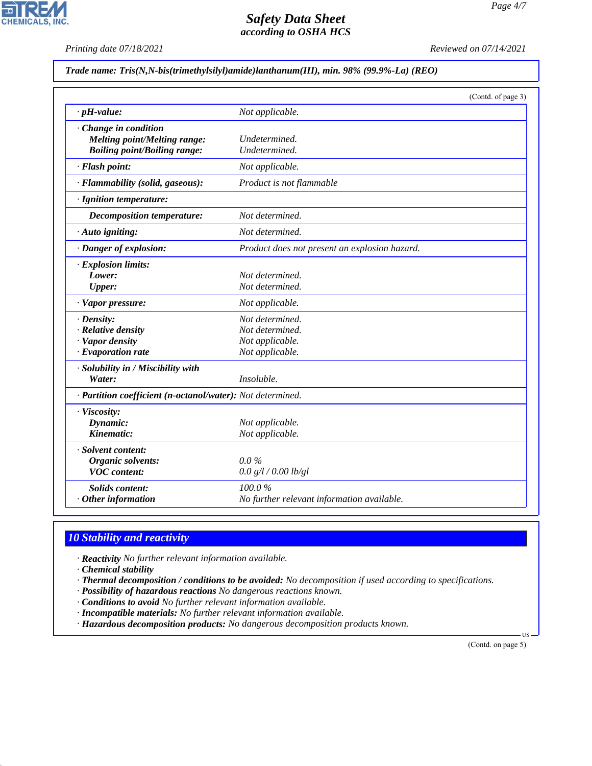Trade name: Tris(N,N-bis(trimethylsilyl)amide)lanthanum(III), min. 98% (99.9%-La) (REO)

(Contd. of page 3)

| | |
|---|---|
| · **pH-value:** | Not applicable. |
| · **Change in condition** | |
| **Melting point/Melting range:** | Undetermined. |
| **Boiling point/Boiling range:** | Undetermined. |
| · **Flash point:** | Not applicable. |
| · **Flammability (solid, gaseous):** | Product is not flammable |
| · **Ignition temperature:** | |
| **Decomposition temperature:** | Not determined. |
| · **Auto igniting:** | Not determined. |
| · **Danger of explosion:** | Product does not present an explosion hazard. |
| · **Explosion limits:** | |
| **Lower:** | Not determined. |
| **Upper:** | Not determined. |
| · **Vapor pressure:** | Not applicable. |
| · **Density:** | Not determined. |
| · **Relative density** | Not determined. |
| · **Vapor density** | Not applicable. |
| · **Evaporation rate** | Not applicable. |
| · **Solubility in / Miscibility with** | |
| **Water:** | Insoluble. |
| · **Partition coefficient (n-octanol/water):** | Not determined. |
| · **Viscosity:** | |
| **Dynamic:** | Not applicable. |
| **Kinematic:** | Not applicable. |
| · **Solvent content:** | |
| **Organic solvents:** | 0.0 % |
| **VOC content:** | 0.0 g/l / 0.00 lb/gl |
| **Solids content:** | 100.0 % |
| · **Other information** | No further relevant information available. |

## 10 Stability and reactivity

· **Reactivity** No further relevant information available.
· **Chemical stability**
· **Thermal decomposition / conditions to be avoided:** No decomposition if used according to specifications.
· **Possibility of hazardous reactions** No dangerous reactions known.
· **Conditions to avoid** No further relevant information available.
· **Incompatible materials:** No further relevant information available.
· **Hazardous decomposition products:** No dangerous decomposition products known.

(Contd. on page 5)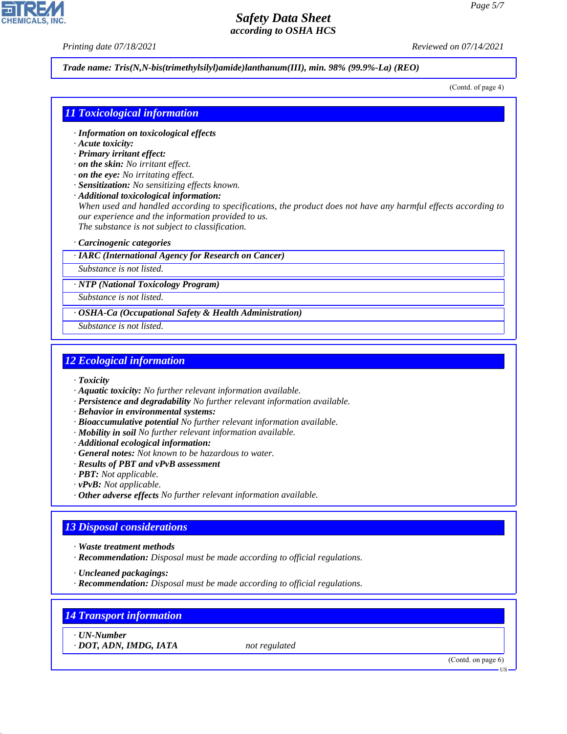**Trade name: Tris(N,N-bis(trimethylsilyl)amide)lanthanum(III), min. 98% (99.9%-La) (REO)**

(Contd. of page 4)

## 11 Toxicological information

- **Information on toxicological effects**
- **Acute toxicity:**
- **Primary irritant effect:**
- **on the skin:** No irritant effect.
- **on the eye:** No irritating effect.
- **Sensitization:** No sensitizing effects known.
- **Additional toxicological information:**
  When used and handled according to specifications, the product does not have any harmful effects according to our experience and the information provided to us.
  The substance is not subject to classification.

- **Carcinogenic categories**

| · IARC (International Agency for Research on Cancer) |
|---|
| Substance is not listed. |

| · NTP (National Toxicology Program) |
|---|
| Substance is not listed. |

| · OSHA-Ca (Occupational Safety & Health Administration) |
|---|
| Substance is not listed. |

## 12 Ecological information

- **Toxicity**
- **Aquatic toxicity:** No further relevant information available.
- **Persistence and degradability** No further relevant information available.
- **Behavior in environmental systems:**
- **Bioaccumulative potential** No further relevant information available.
- **Mobility in soil** No further relevant information available.
- **Additional ecological information:**
- **General notes:** Not known to be hazardous to water.
- **Results of PBT and vPvB assessment**
- **PBT:** Not applicable.
- **vPvB:** Not applicable.
- **Other adverse effects** No further relevant information available.

## 13 Disposal considerations

- **Waste treatment methods**
- **Recommendation:** Disposal must be made according to official regulations.

- **Uncleaned packagings:**
- **Recommendation:** Disposal must be made according to official regulations.

## 14 Transport information

| · UN-Number | |
|---|---|
| · DOT, ADN, IMDG, IATA | not regulated |

(Contd. on page 6)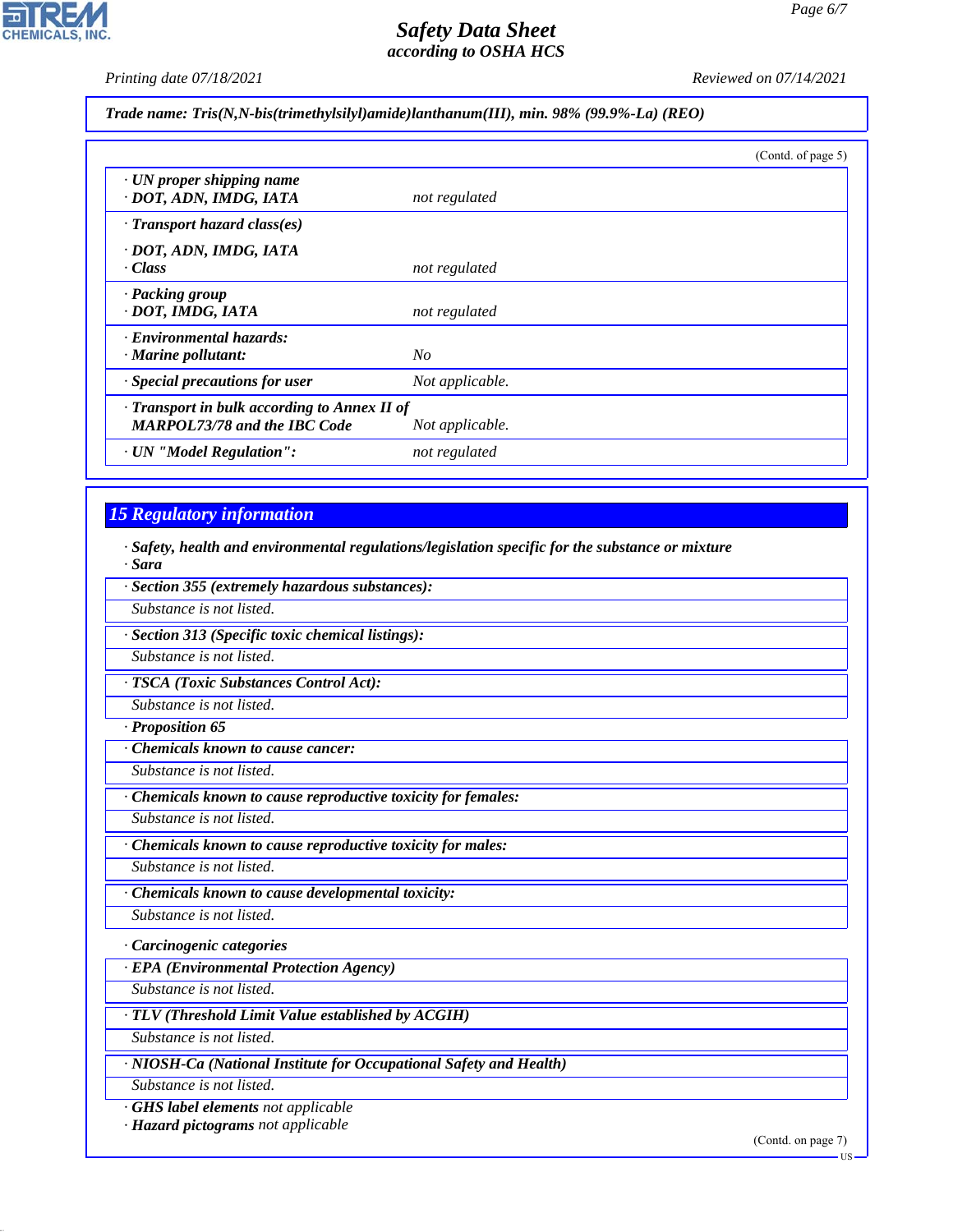**Trade name: Tris(N,N-bis(trimethylsilyl)amide)lanthanum(III), min. 98% (99.9%-La) (REO)**

(Contd. of page 5)

| | |
|---|---|
| · **UN proper shipping name** · **DOT, ADN, IMDG, IATA** | not regulated |
| · **Transport hazard class(es)** · **DOT, ADN, IMDG, IATA** · **Class** | not regulated |
| · **Packing group** · **DOT, IMDG, IATA** | not regulated |
| · **Environmental hazards:** · **Marine pollutant:** | No |
| · **Special precautions for user** | Not applicable. |
| · **Transport in bulk according to Annex II of MARPOL73/78 and the IBC Code** | Not applicable. |
| · **UN "Model Regulation":** | not regulated |

## 15 Regulatory information

· **Safety, health and environmental regulations/legislation specific for the substance or mixture**
· **Sara**

· **Section 355 (extremely hazardous substances):**
Substance is not listed.

· **Section 313 (Specific toxic chemical listings):**
Substance is not listed.

· **TSCA (Toxic Substances Control Act):**
Substance is not listed.

· **Proposition 65**

· **Chemicals known to cause cancer:**
Substance is not listed.

· **Chemicals known to cause reproductive toxicity for females:**
Substance is not listed.

· **Chemicals known to cause reproductive toxicity for males:**
Substance is not listed.

· **Chemicals known to cause developmental toxicity:**
Substance is not listed.

· **Carcinogenic categories**

· **EPA (Environmental Protection Agency)**
Substance is not listed.

· **TLV (Threshold Limit Value established by ACGIH)**
Substance is not listed.

· **NIOSH-Ca (National Institute for Occupational Safety and Health)**
Substance is not listed.

· **GHS label elements** not applicable
· **Hazard pictograms** not applicable

(Contd. on page 7)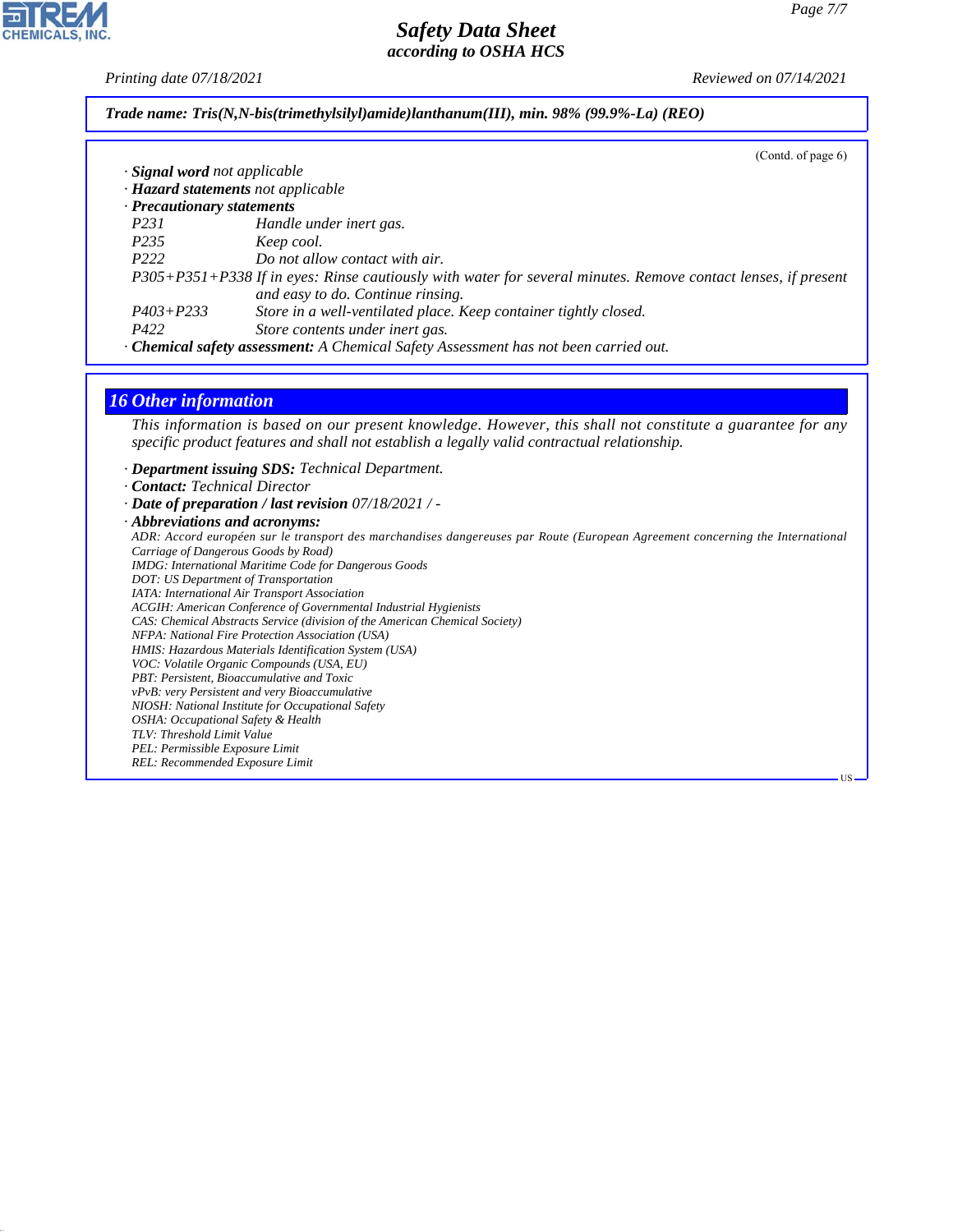**Trade name: Tris(N,N-bis(trimethylsilyl)amide)lanthanum(III), min. 98% (99.9%-La) (REO)**

(Contd. of page 6)

· **Signal word** not applicable
· **Hazard statements** not applicable
· **Precautionary statements**

| | |
|---|---|
| P231 | Handle under inert gas. |
| P235 | Keep cool. |
| P222 | Do not allow contact with air. |
| P305+P351+P338 | If in eyes: Rinse cautiously with water for several minutes. Remove contact lenses, if present and easy to do. Continue rinsing. |
| P403+P233 | Store in a well-ventilated place. Keep container tightly closed. |
| P422 | Store contents under inert gas. |

· **Chemical safety assessment:** A Chemical Safety Assessment has not been carried out.

## 16 Other information

This information is based on our present knowledge. However, this shall not constitute a guarantee for any specific product features and shall not establish a legally valid contractual relationship.

· **Department issuing SDS:** Technical Department.
· **Contact:** Technical Director
· **Date of preparation / last revision** 07/18/2021 / -
· **Abbreviations and acronyms:**

ADR: Accord européen sur le transport des marchandises dangereuses par Route (European Agreement concerning the International Carriage of Dangerous Goods by Road)
IMDG: International Maritime Code for Dangerous Goods
DOT: US Department of Transportation
IATA: International Air Transport Association
ACGIH: American Conference of Governmental Industrial Hygienists
CAS: Chemical Abstracts Service (division of the American Chemical Society)
NFPA: National Fire Protection Association (USA)
HMIS: Hazardous Materials Identification System (USA)
VOC: Volatile Organic Compounds (USA, EU)
PBT: Persistent, Bioaccumulative and Toxic
vPvB: very Persistent and very Bioaccumulative
NIOSH: National Institute for Occupational Safety
OSHA: Occupational Safety & Health
TLV: Threshold Limit Value
PEL: Permissible Exposure Limit
REL: Recommended Exposure Limit